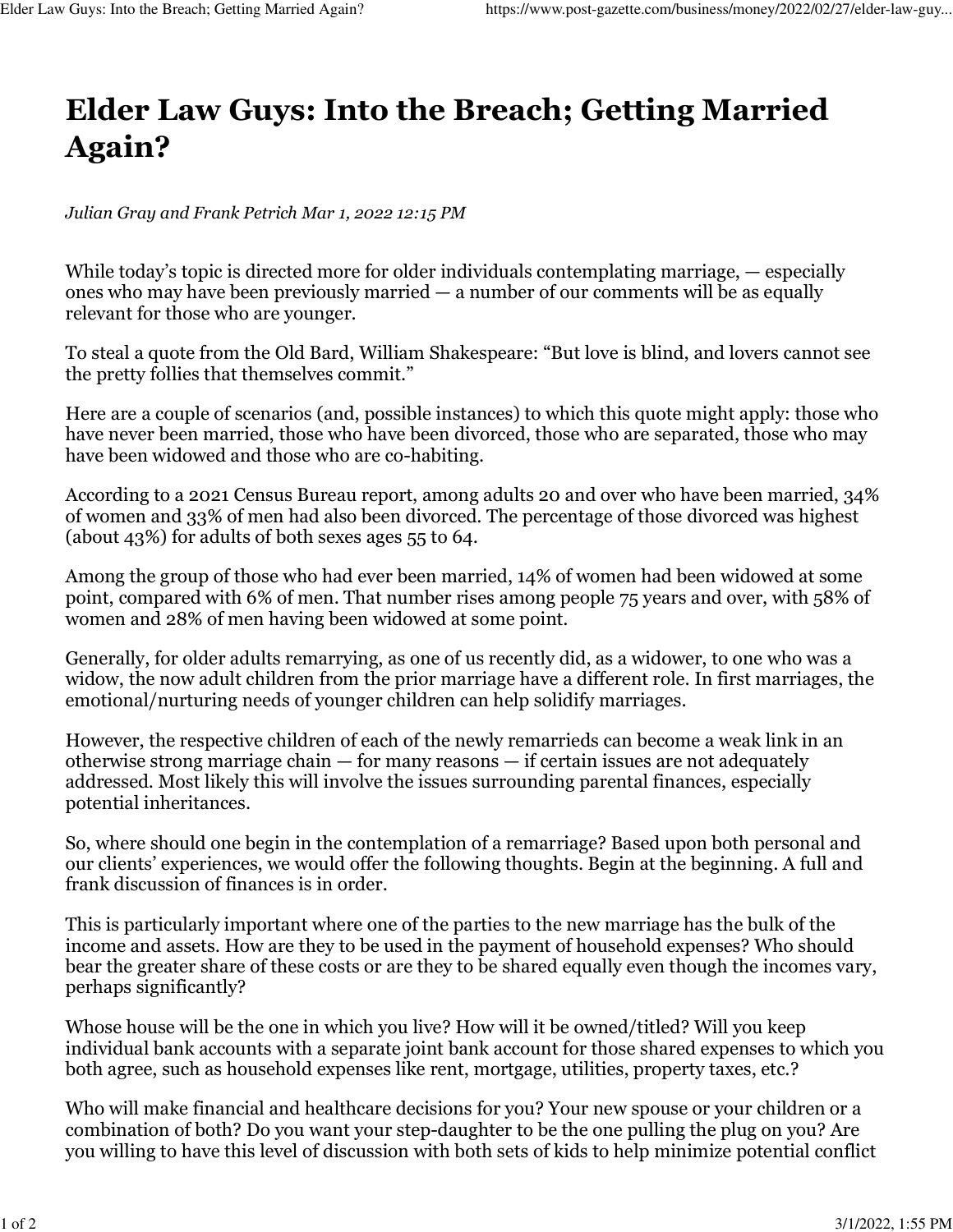# Elder Law Guys: Into the Breach; Getting Married Again?

*Julian Gray and Frank Petrich Mar 1, 2022 12:15 PM*

While today's topic is directed more for older individuals contemplating marriage, — especially ones who may have been previously married — a number of our comments will be as equally relevant for those who are younger.

To steal a quote from the Old Bard, William Shakespeare: "But love is blind, and lovers cannot see the pretty follies that themselves commit."

Here are a couple of scenarios (and, possible instances) to which this quote might apply: those who have never been married, those who have been divorced, those who are separated, those who may have been widowed and those who are co-habiting.

According to a 2021 Census Bureau report, among adults 20 and over who have been married, 34% of women and 33% of men had also been divorced. The percentage of those divorced was highest (about 43%) for adults of both sexes ages 55 to 64.

Among the group of those who had ever been married, 14% of women had been widowed at some point, compared with 6% of men. That number rises among people 75 years and over, with 58% of women and 28% of men having been widowed at some point.

Generally, for older adults remarrying, as one of us recently did, as a widower, to one who was a widow, the now adult children from the prior marriage have a different role. In first marriages, the emotional/nurturing needs of younger children can help solidify marriages.

However, the respective children of each of the newly remarrieds can become a weak link in an otherwise strong marriage chain — for many reasons — if certain issues are not adequately addressed. Most likely this will involve the issues surrounding parental finances, especially potential inheritances.

So, where should one begin in the contemplation of a remarriage? Based upon both personal and our clients' experiences, we would offer the following thoughts. Begin at the beginning. A full and frank discussion of finances is in order.

This is particularly important where one of the parties to the new marriage has the bulk of the income and assets. How are they to be used in the payment of household expenses? Who should bear the greater share of these costs or are they to be shared equally even though the incomes vary, perhaps significantly?

Whose house will be the one in which you live? How will it be owned/titled? Will you keep individual bank accounts with a separate joint bank account for those shared expenses to which you both agree, such as household expenses like rent, mortgage, utilities, property taxes, etc.?

Who will make financial and healthcare decisions for you? Your new spouse or your children or a combination of both? Do you want your step-daughter to be the one pulling the plug on you? Are you willing to have this level of discussion with both sets of kids to help minimize potential conflict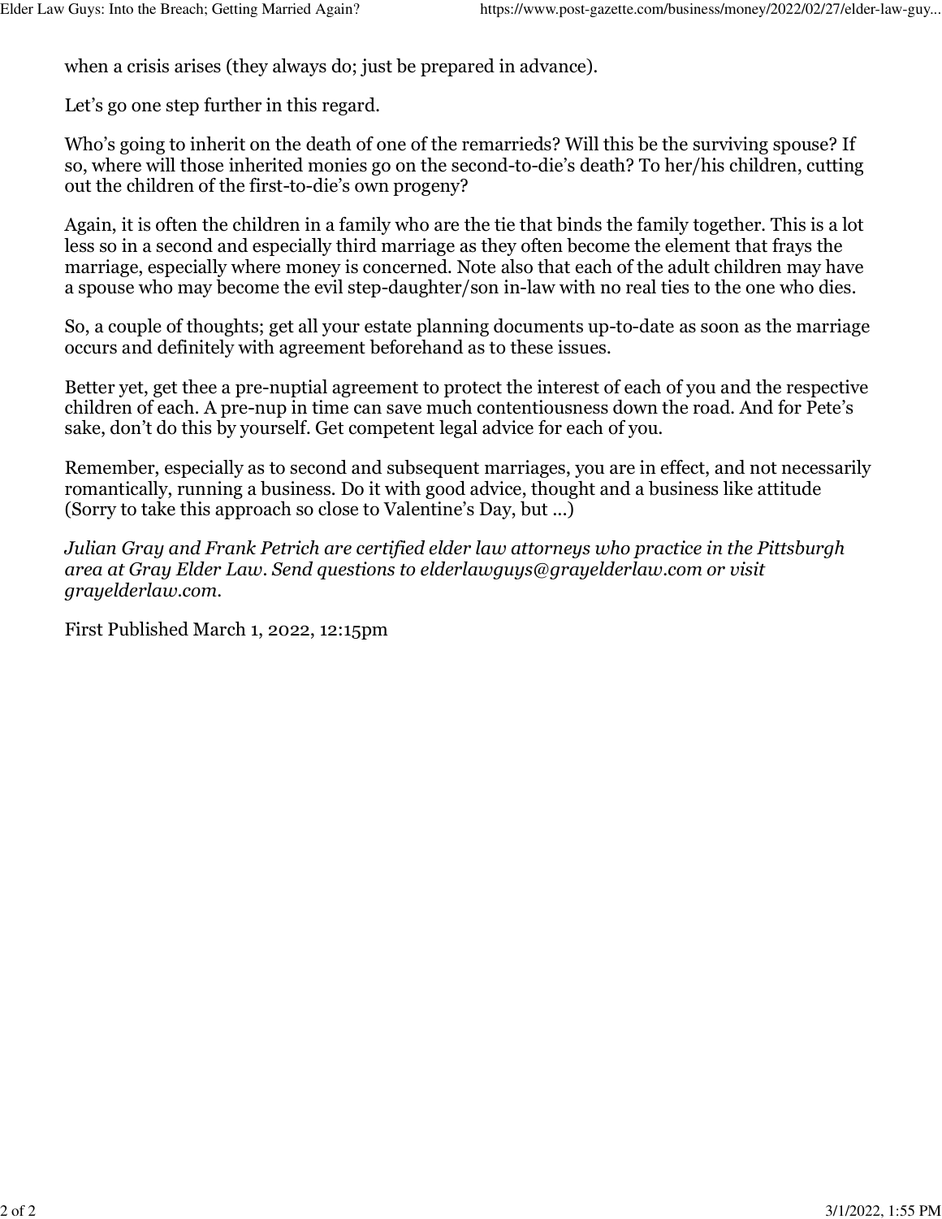when a crisis arises (they always do; just be prepared in advance).

Let's go one step further in this regard.

Who's going to inherit on the death of one of the remarrieds? Will this be the surviving spouse? If so, where will those inherited monies go on the second-to-die's death? To her/his children, cutting out the children of the first-to-die's own progeny?

Again, it is often the children in a family who are the tie that binds the family together. This is a lot less so in a second and especially third marriage as they often become the element that frays the marriage, especially where money is concerned. Note also that each of the adult children may have a spouse who may become the evil step-daughter/son in-law with no real ties to the one who dies.

So, a couple of thoughts; get all your estate planning documents up-to-date as soon as the marriage occurs and definitely with agreement beforehand as to these issues.

Better yet, get thee a pre-nuptial agreement to protect the interest of each of you and the respective children of each. A pre-nup in time can save much contentiousness down the road. And for Pete's sake, don't do this by yourself. Get competent legal advice for each of you.

Remember, especially as to second and subsequent marriages, you are in effect, and not necessarily romantically, running a business. Do it with good advice, thought and a business like attitude (Sorry to take this approach so close to Valentine's Day, but …)

*Julian Gray and Frank Petrich are certified elder law attorneys who practice in the Pittsburgh area at Gray Elder Law. Send questions to elderlawguys@grayelderlaw.com or visit grayelderlaw.com.*

First Published March 1, 2022, 12:15pm